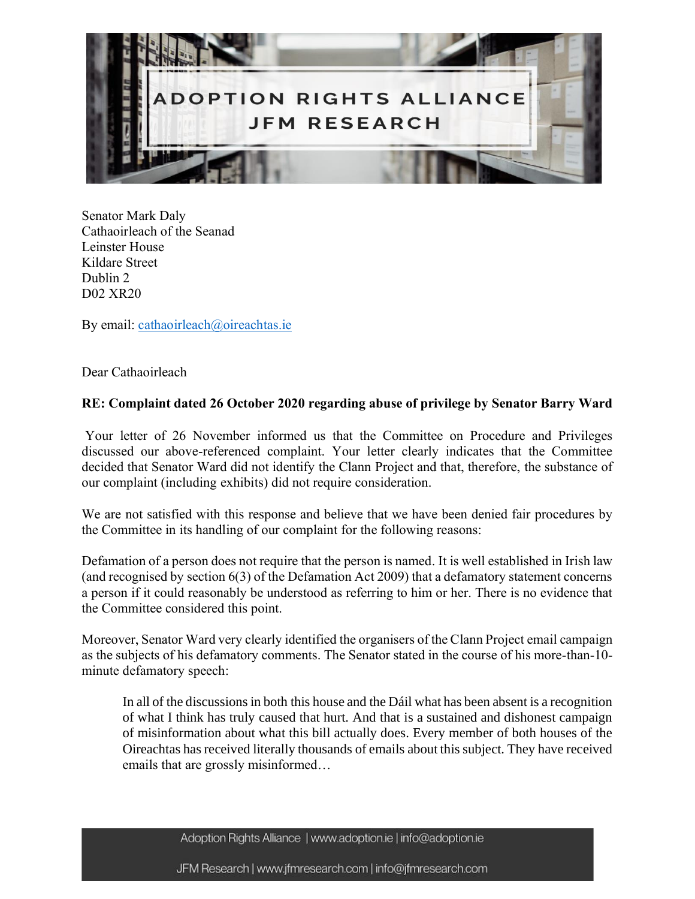ADOPTION RIGHTS ALLIANCE
JFM RESEARCH

Senator Mark Daly
Cathaoirleach of the Seanad
Leinster House
Kildare Street
Dublin 2
D02 XR20

By email: cathaoirleach@oireachtas.ie

Dear Cathaoirleach

**RE: Complaint dated 26 October 2020 regarding abuse of privilege by Senator Barry Ward**

Your letter of 26 November informed us that the Committee on Procedure and Privileges discussed our above-referenced complaint. Your letter clearly indicates that the Committee decided that Senator Ward did not identify the Clann Project and that, therefore, the substance of our complaint (including exhibits) did not require consideration.

We are not satisfied with this response and believe that we have been denied fair procedures by the Committee in its handling of our complaint for the following reasons:

Defamation of a person does not require that the person is named. It is well established in Irish law (and recognised by section 6(3) of the Defamation Act 2009) that a defamatory statement concerns a person if it could reasonably be understood as referring to him or her. There is no evidence that the Committee considered this point.

Moreover, Senator Ward very clearly identified the organisers of the Clann Project email campaign as the subjects of his defamatory comments. The Senator stated in the course of his more-than-10-minute defamatory speech:

> In all of the discussions in both this house and the Dáil what has been absent is a recognition of what I think has truly caused that hurt. And that is a sustained and dishonest campaign of misinformation about what this bill actually does. Every member of both houses of the Oireachtas has received literally thousands of emails about this subject. They have received emails that are grossly misinformed…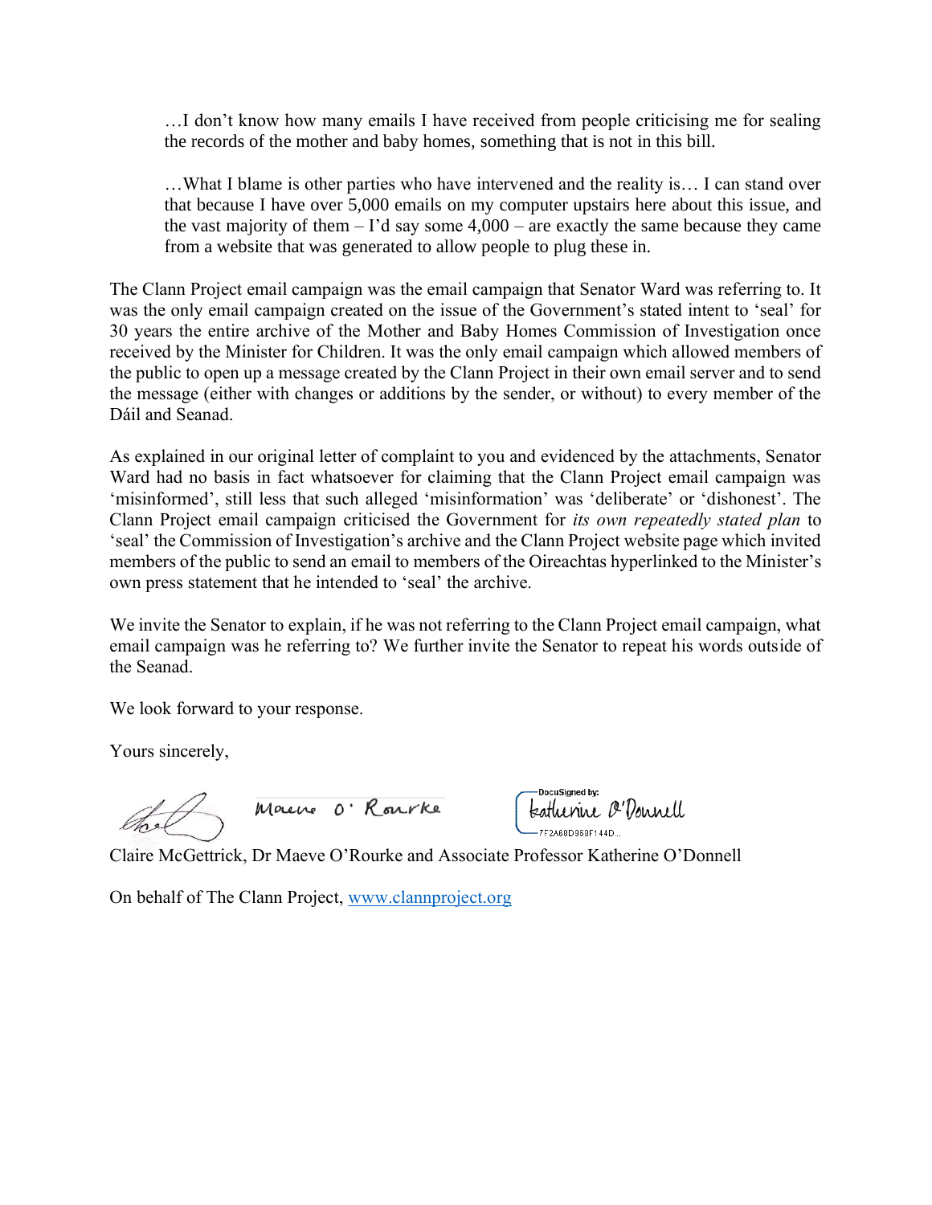> …I don't know how many emails I have received from people criticising me for sealing the records of the mother and baby homes, something that is not in this bill.
>
> …What I blame is other parties who have intervened and the reality is… I can stand over that because I have over 5,000 emails on my computer upstairs here about this issue, and the vast majority of them – I'd say some 4,000 – are exactly the same because they came from a website that was generated to allow people to plug these in.

The Clann Project email campaign was the email campaign that Senator Ward was referring to. It was the only email campaign created on the issue of the Government's stated intent to 'seal' for 30 years the entire archive of the Mother and Baby Homes Commission of Investigation once received by the Minister for Children. It was the only email campaign which allowed members of the public to open up a message created by the Clann Project in their own email server and to send the message (either with changes or additions by the sender, or without) to every member of the Dáil and Seanad.

As explained in our original letter of complaint to you and evidenced by the attachments, Senator Ward had no basis in fact whatsoever for claiming that the Clann Project email campaign was 'misinformed', still less that such alleged 'misinformation' was 'deliberate' or 'dishonest'. The Clann Project email campaign criticised the Government for *its own repeatedly stated plan* to 'seal' the Commission of Investigation's archive and the Clann Project website page which invited members of the public to send an email to members of the Oireachtas hyperlinked to the Minister's own press statement that he intended to 'seal' the archive.

We invite the Senator to explain, if he was not referring to the Clann Project email campaign, what email campaign was he referring to? We further invite the Senator to repeat his words outside of the Seanad.

We look forward to your response.

Yours sincerely,

Maeve O'Rourke

DocuSigned by:
Katherine O'Donnell
7F2A60D960F144D...

Claire McGettrick, Dr Maeve O'Rourke and Associate Professor Katherine O'Donnell

On behalf of The Clann Project, www.clannproject.org